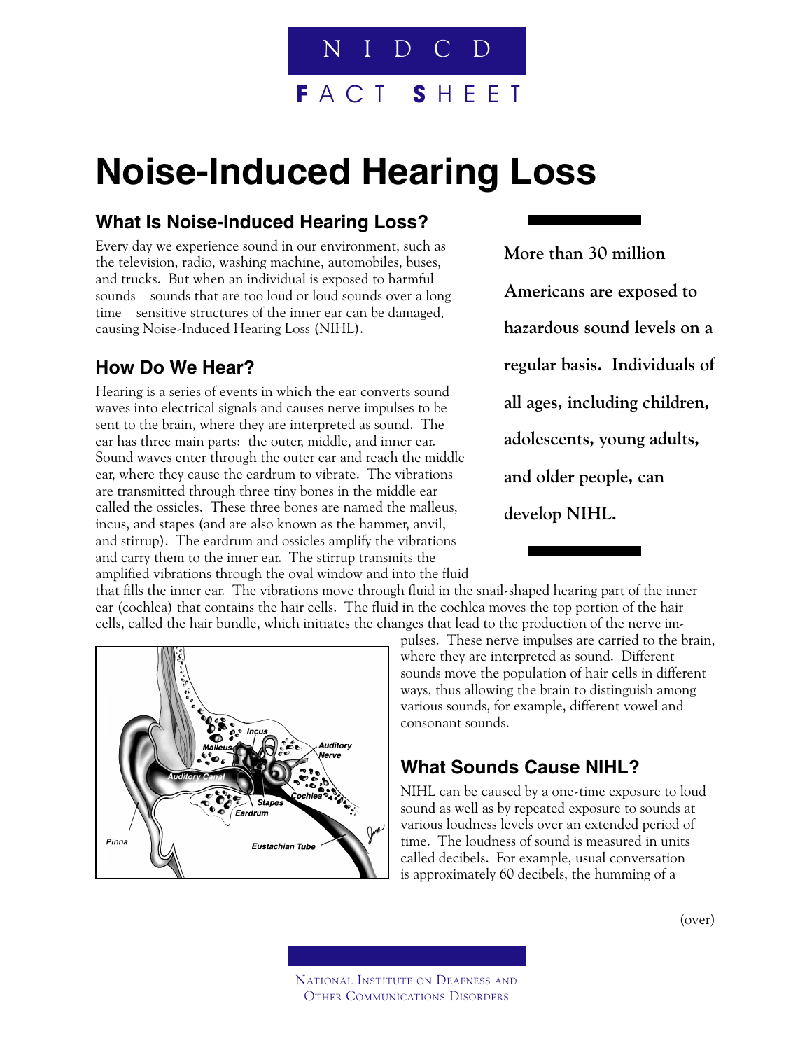NIDCD

FACT SHEET

# Noise-Induced Hearing Loss

## What Is Noise-Induced Hearing Loss?

Every day we experience sound in our environment, such as the television, radio, washing machine, automobiles, buses, and trucks. But when an individual is exposed to harmful sounds—sounds that are too loud or loud sounds over a long time—sensitive structures of the inner ear can be damaged, causing Noise-Induced Hearing Loss (NIHL).

**More than 30 million Americans are exposed to hazardous sound levels on a regular basis. Individuals of all ages, including children, adolescents, young adults, and older people, can develop NIHL.**

## How Do We Hear?

Hearing is a series of events in which the ear converts sound waves into electrical signals and causes nerve impulses to be sent to the brain, where they are interpreted as sound. The ear has three main parts: the outer, middle, and inner ear. Sound waves enter through the outer ear and reach the middle ear, where they cause the eardrum to vibrate. The vibrations are transmitted through three tiny bones in the middle ear called the ossicles. These three bones are named the malleus, incus, and stapes (and are also known as the hammer, anvil, and stirrup). The eardrum and ossicles amplify the vibrations and carry them to the inner ear. The stirrup transmits the amplified vibrations through the oval window and into the fluid that fills the inner ear. The vibrations move through fluid in the snail-shaped hearing part of the inner ear (cochlea) that contains the hair cells. The fluid in the cochlea moves the top portion of the hair cells, called the hair bundle, which initiates the changes that lead to the production of the nerve impulses. These nerve impulses are carried to the brain, where they are interpreted as sound. Different sounds move the population of hair cells in different ways, thus allowing the brain to distinguish among various sounds, for example, different vowel and consonant sounds.

## What Sounds Cause NIHL?

NIHL can be caused by a one-time exposure to loud sound as well as by repeated exposure to sounds at various loudness levels over an extended period of time. The loudness of sound is measured in units called decibels. For example, usual conversation is approximately 60 decibels, the humming of a

(over)

National Institute on Deafness and Other Communications Disorders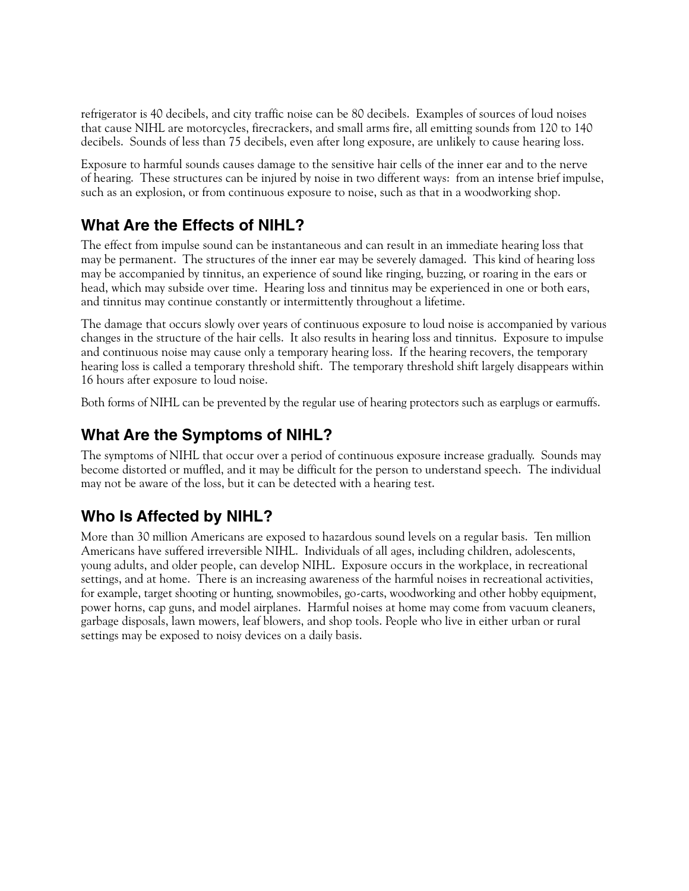refrigerator is 40 decibels, and city traffic noise can be 80 decibels. Examples of sources of loud noises that cause NIHL are motorcycles, firecrackers, and small arms fire, all emitting sounds from 120 to 140 decibels. Sounds of less than 75 decibels, even after long exposure, are unlikely to cause hearing loss.

Exposure to harmful sounds causes damage to the sensitive hair cells of the inner ear and to the nerve of hearing. These structures can be injured by noise in two different ways: from an intense brief impulse, such as an explosion, or from continuous exposure to noise, such as that in a woodworking shop.

## What Are the Effects of NIHL?

The effect from impulse sound can be instantaneous and can result in an immediate hearing loss that may be permanent. The structures of the inner ear may be severely damaged. This kind of hearing loss may be accompanied by tinnitus, an experience of sound like ringing, buzzing, or roaring in the ears or head, which may subside over time. Hearing loss and tinnitus may be experienced in one or both ears, and tinnitus may continue constantly or intermittently throughout a lifetime.

The damage that occurs slowly over years of continuous exposure to loud noise is accompanied by various changes in the structure of the hair cells. It also results in hearing loss and tinnitus. Exposure to impulse and continuous noise may cause only a temporary hearing loss. If the hearing recovers, the temporary hearing loss is called a temporary threshold shift. The temporary threshold shift largely disappears within 16 hours after exposure to loud noise.

Both forms of NIHL can be prevented by the regular use of hearing protectors such as earplugs or earmuffs.

## What Are the Symptoms of NIHL?

The symptoms of NIHL that occur over a period of continuous exposure increase gradually. Sounds may become distorted or muffled, and it may be difficult for the person to understand speech. The individual may not be aware of the loss, but it can be detected with a hearing test.

## Who Is Affected by NIHL?

More than 30 million Americans are exposed to hazardous sound levels on a regular basis. Ten million Americans have suffered irreversible NIHL. Individuals of all ages, including children, adolescents, young adults, and older people, can develop NIHL. Exposure occurs in the workplace, in recreational settings, and at home. There is an increasing awareness of the harmful noises in recreational activities, for example, target shooting or hunting, snowmobiles, go-carts, woodworking and other hobby equipment, power horns, cap guns, and model airplanes. Harmful noises at home may come from vacuum cleaners, garbage disposals, lawn mowers, leaf blowers, and shop tools. People who live in either urban or rural settings may be exposed to noisy devices on a daily basis.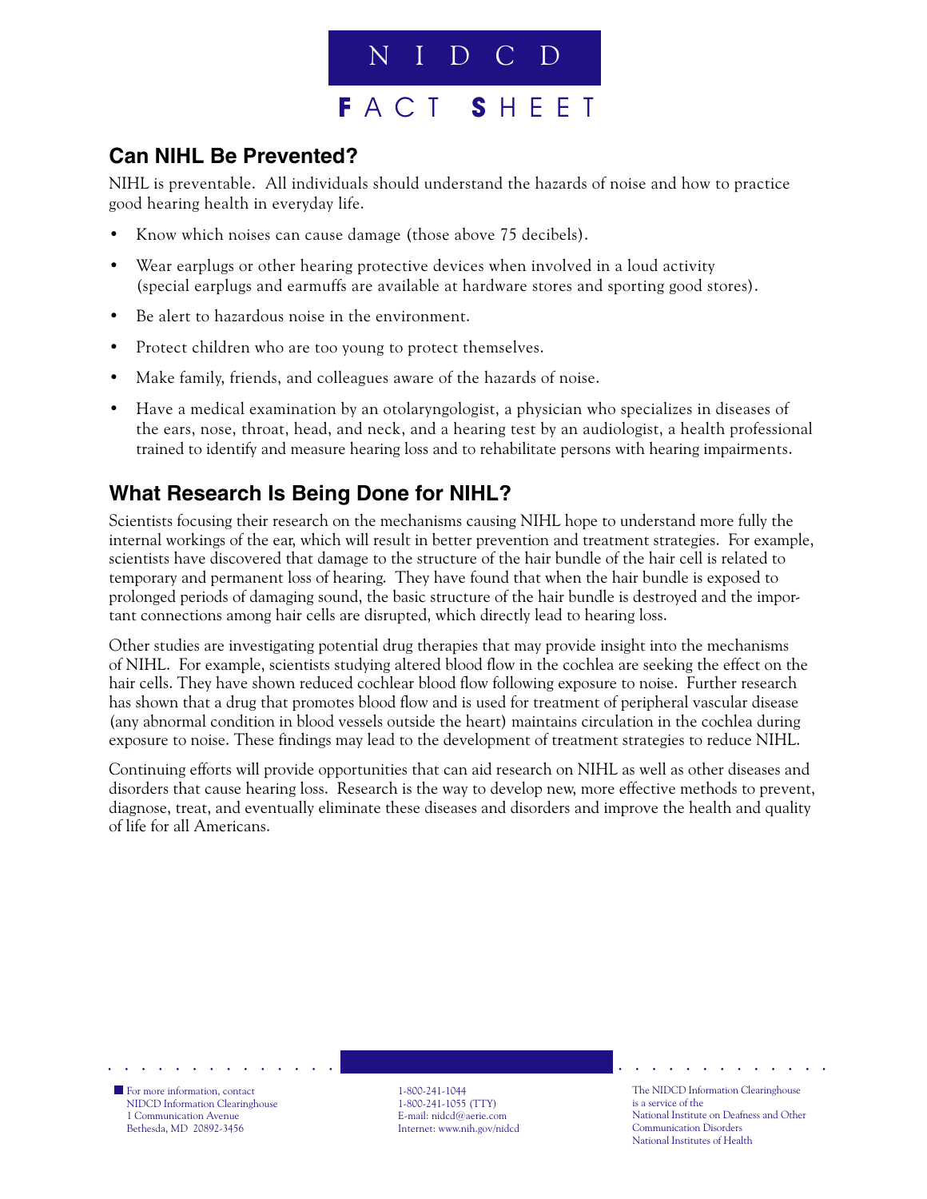# NIDCD

# FACT SHEET

## Can NIHL Be Prevented?

NIHL is preventable. All individuals should understand the hazards of noise and how to practice good hearing health in everyday life.

- Know which noises can cause damage (those above 75 decibels).
- Wear earplugs or other hearing protective devices when involved in a loud activity (special earplugs and earmuffs are available at hardware stores and sporting good stores).
- Be alert to hazardous noise in the environment.
- Protect children who are too young to protect themselves.
- Make family, friends, and colleagues aware of the hazards of noise.
- Have a medical examination by an otolaryngologist, a physician who specializes in diseases of the ears, nose, throat, head, and neck, and a hearing test by an audiologist, a health professional trained to identify and measure hearing loss and to rehabilitate persons with hearing impairments.

## What Research Is Being Done for NIHL?

Scientists focusing their research on the mechanisms causing NIHL hope to understand more fully the internal workings of the ear, which will result in better prevention and treatment strategies. For example, scientists have discovered that damage to the structure of the hair bundle of the hair cell is related to temporary and permanent loss of hearing. They have found that when the hair bundle is exposed to prolonged periods of damaging sound, the basic structure of the hair bundle is destroyed and the important connections among hair cells are disrupted, which directly lead to hearing loss.

Other studies are investigating potential drug therapies that may provide insight into the mechanisms of NIHL. For example, scientists studying altered blood flow in the cochlea are seeking the effect on the hair cells. They have shown reduced cochlear blood flow following exposure to noise. Further research has shown that a drug that promotes blood flow and is used for treatment of peripheral vascular disease (any abnormal condition in blood vessels outside the heart) maintains circulation in the cochlea during exposure to noise. These findings may lead to the development of treatment strategies to reduce NIHL.

Continuing efforts will provide opportunities that can aid research on NIHL as well as other diseases and disorders that cause hearing loss. Research is the way to develop new, more effective methods to prevent, diagnose, treat, and eventually eliminate these diseases and disorders and improve the health and quality of life for all Americans.

For more information, contact
NIDCD Information Clearinghouse
1 Communication Avenue
Bethesda, MD 20892-3456

1-800-241-1044
1-800-241-1055 (TTY)
E-mail: nidcd@aerie.com
Internet: www.nih.gov/nidcd

The NIDCD Information Clearinghouse
is a service of the
National Institute on Deafness and Other
Communication Disorders
National Institutes of Health